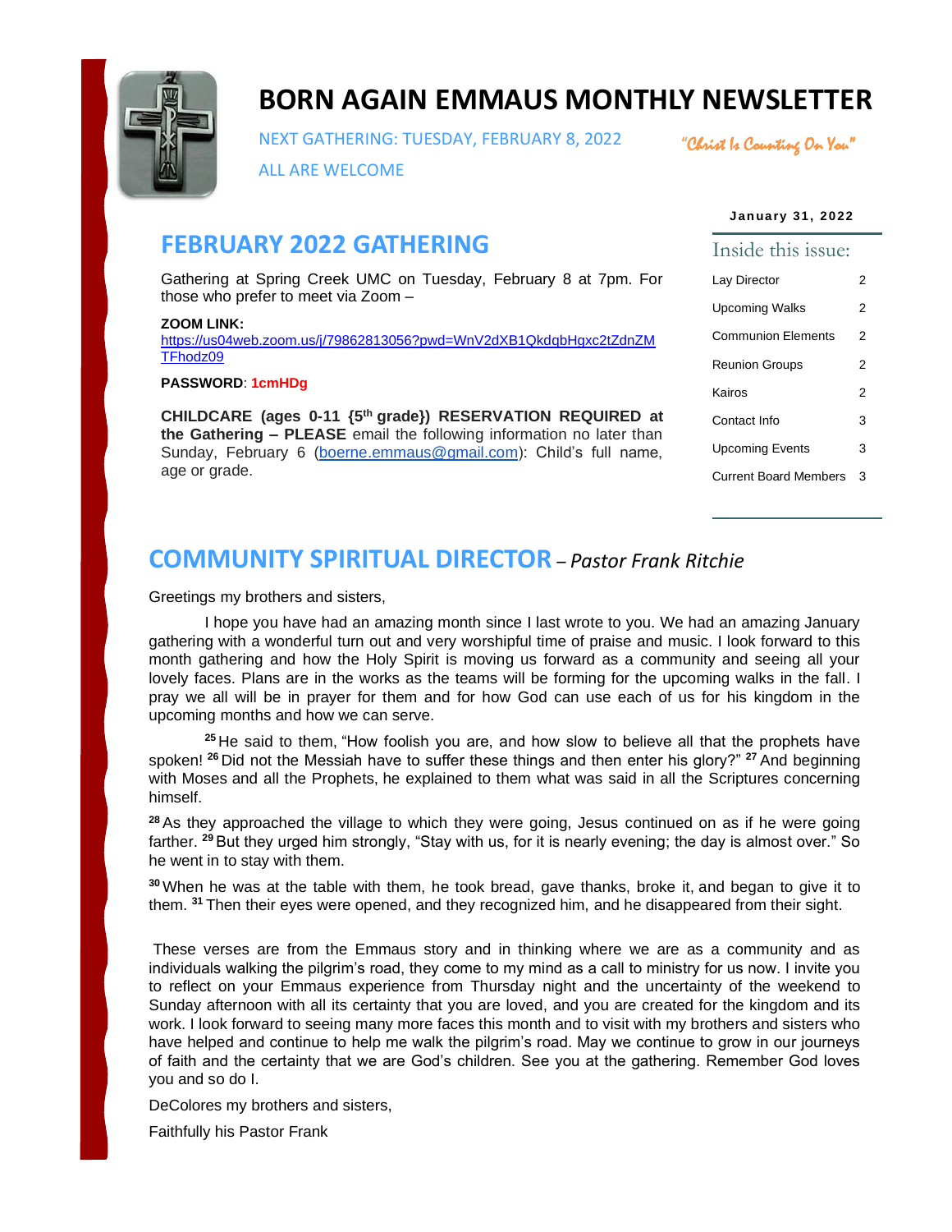# BORN AGAIN EMMAUS MONTHLY NEWSLETTER

NEXT GATHERING: TUESDAY, FEBRUARY 8, 2022

ALL ARE WELCOME

*"Christ Is Counting On You"*

**January 31, 2022**

## FEBRUARY 2022 GATHERING

Gathering at Spring Creek UMC on Tuesday, February 8 at 7pm. For those who prefer to meet via Zoom –

**ZOOM LINK:**
https://us04web.zoom.us/j/79862813056?pwd=WnV2dXB1QkdqbHgxc2tZdnZMTFhodz09

**PASSWORD**: **1cmHDg**

**CHILDCARE (ages 0-11 {5th grade}) RESERVATION REQUIRED at the Gathering – PLEASE** email the following information no later than Sunday, February 6 (boerne.emmaus@gmail.com): Child's full name, age or grade.

### Inside this issue:

| | |
|---|---|
| Lay Director | 2 |
| Upcoming Walks | 2 |
| Communion Elements | 2 |
| Reunion Groups | 2 |
| Kairos | 2 |
| Contact Info | 3 |
| Upcoming Events | 3 |
| Current Board Members | 3 |

## COMMUNITY SPIRITUAL DIRECTOR – *Pastor Frank Ritchie*

Greetings my brothers and sisters,

I hope you have had an amazing month since I last wrote to you. We had an amazing January gathering with a wonderful turn out and very worshipful time of praise and music. I look forward to this month gathering and how the Holy Spirit is moving us forward as a community and seeing all your lovely faces. Plans are in the works as the teams will be forming for the upcoming walks in the fall. I pray we all will be in prayer for them and for how God can use each of us for his kingdom in the upcoming months and how we can serve.

**25** He said to them, "How foolish you are, and how slow to believe all that the prophets have spoken! **26** Did not the Messiah have to suffer these things and then enter his glory?" **27** And beginning with Moses and all the Prophets, he explained to them what was said in all the Scriptures concerning himself.

**28** As they approached the village to which they were going, Jesus continued on as if he were going farther. **29** But they urged him strongly, "Stay with us, for it is nearly evening; the day is almost over." So he went in to stay with them.

**30** When he was at the table with them, he took bread, gave thanks, broke it, and began to give it to them. **31** Then their eyes were opened, and they recognized him, and he disappeared from their sight.

These verses are from the Emmaus story and in thinking where we are as a community and as individuals walking the pilgrim's road, they come to my mind as a call to ministry for us now. I invite you to reflect on your Emmaus experience from Thursday night and the uncertainty of the weekend to Sunday afternoon with all its certainty that you are loved, and you are created for the kingdom and its work. I look forward to seeing many more faces this month and to visit with my brothers and sisters who have helped and continue to help me walk the pilgrim's road. May we continue to grow in our journeys of faith and the certainty that we are God's children. See you at the gathering. Remember God loves you and so do I.

DeColores my brothers and sisters,

Faithfully his Pastor Frank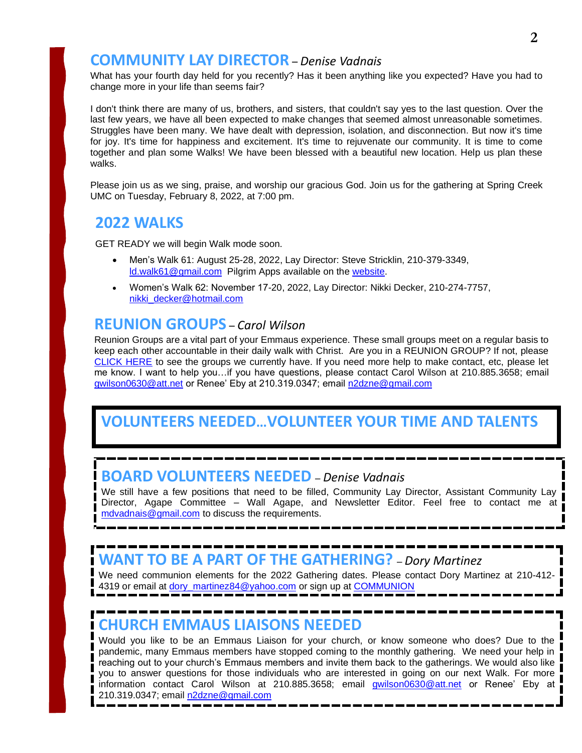## COMMUNITY LAY DIRECTOR – *Denise Vadnais*

What has your fourth day held for you recently? Has it been anything like you expected? Have you had to change more in your life than seems fair?

I don't think there are many of us, brothers, and sisters, that couldn't say yes to the last question. Over the last few years, we have all been expected to make changes that seemed almost unreasonable sometimes. Struggles have been many. We have dealt with depression, isolation, and disconnection. But now it's time for joy. It's time for happiness and excitement. It's time to rejuvenate our community. It is time to come together and plan some Walks! We have been blessed with a beautiful new location. Help us plan these walks.

Please join us as we sing, praise, and worship our gracious God. Join us for the gathering at Spring Creek UMC on Tuesday, February 8, 2022, at 7:00 pm.

## 2022 WALKS

GET READY we will begin Walk mode soon.

- Men's Walk 61: August 25-28, 2022, Lay Director: Steve Stricklin, 210-379-3349, ld.walk61@gmail.com Pilgrim Apps available on the website.
- Women's Walk 62: November 17-20, 2022, Lay Director: Nikki Decker, 210-274-7757, nikki_decker@hotmail.com

## REUNION GROUPS – *Carol Wilson*

Reunion Groups are a vital part of your Emmaus experience. These small groups meet on a regular basis to keep each other accountable in their daily walk with Christ. Are you in a REUNION GROUP? If not, please CLICK HERE to see the groups we currently have. If you need more help to make contact, etc, please let me know. I want to help you…if you have questions, please contact Carol Wilson at 210.885.3658; email gwilson0630@att.net or Renee' Eby at 210.319.0347; email n2dzne@gmail.com

## VOLUNTEERS NEEDED…VOLUNTEER YOUR TIME AND TALENTS

### BOARD VOLUNTEERS NEEDED – *Denise Vadnais*

We still have a few positions that need to be filled, Community Lay Director, Assistant Community Lay Director, Agape Committee – Wall Agape, and Newsletter Editor. Feel free to contact me at mdvadnais@gmail.com to discuss the requirements.

### WANT TO BE A PART OF THE GATHERING? – *Dory Martinez*

We need communion elements for the 2022 Gathering dates. Please contact Dory Martinez at 210-412-4319 or email at dory_martinez84@yahoo.com or sign up at COMMUNION

### CHURCH EMMAUS LIAISONS NEEDED

Would you like to be an Emmaus Liaison for your church, or know someone who does? Due to the pandemic, many Emmaus members have stopped coming to the monthly gathering. We need your help in reaching out to your church's Emmaus members and invite them back to the gatherings. We would also like you to answer questions for those individuals who are interested in going on our next Walk. For more information contact Carol Wilson at 210.885.3658; email gwilson0630@att.net or Renee' Eby at 210.319.0347; email n2dzne@gmail.com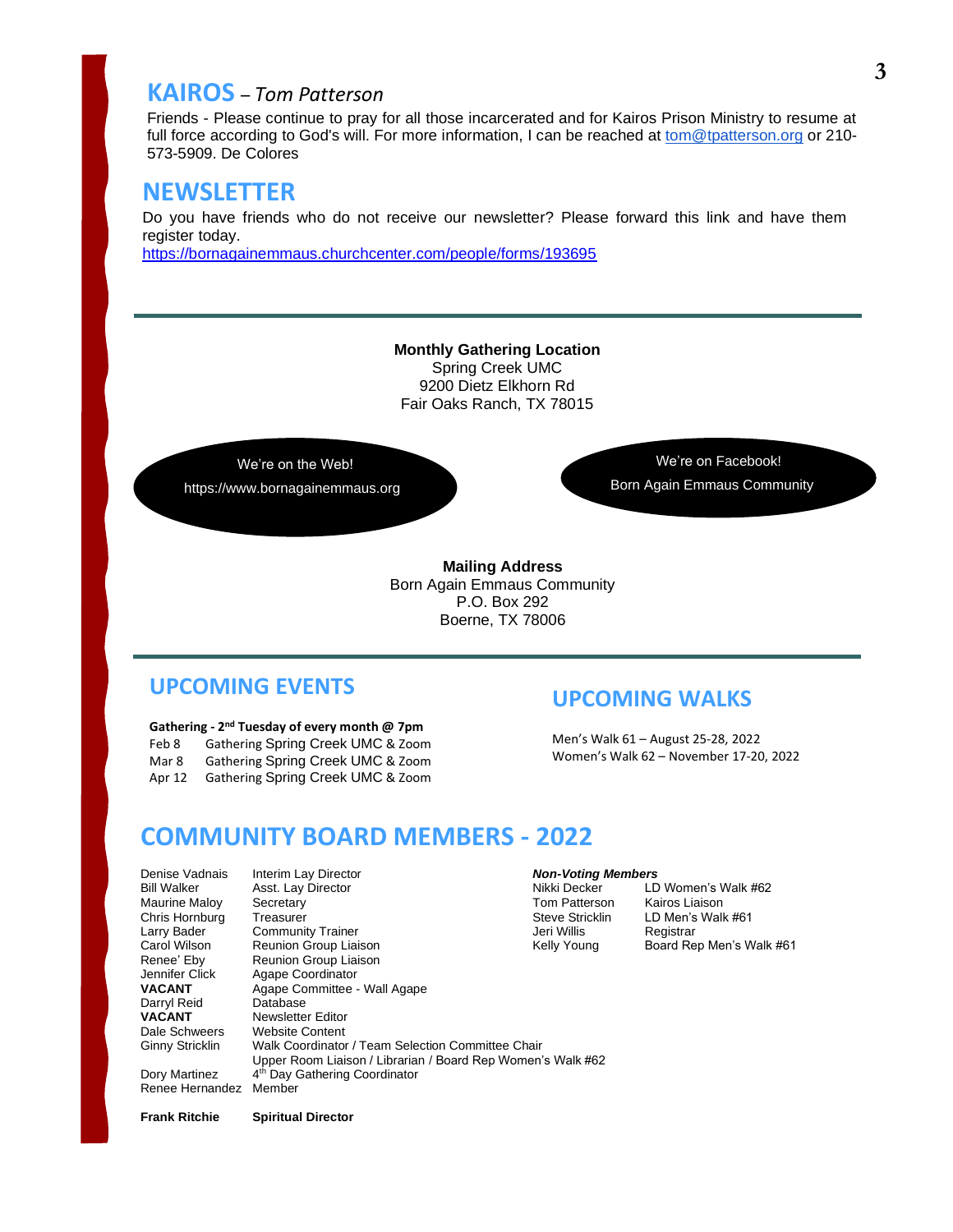## KAIROS – *Tom Patterson*

Friends - Please continue to pray for all those incarcerated and for Kairos Prison Ministry to resume at full force according to God's will. For more information, I can be reached at tom@tpatterson.org or 210-573-5909. De Colores

## NEWSLETTER

Do you have friends who do not receive our newsletter? Please forward this link and have them register today.
https://bornagainemmaus.churchcenter.com/people/forms/193695

---

**Monthly Gathering Location**
Spring Creek UMC
9200 Dietz Elkhorn Rd
Fair Oaks Ranch, TX 78015

We're on the Web!
https://www.bornagainemmaus.org

We're on Facebook!
Born Again Emmaus Community

**Mailing Address**
Born Again Emmaus Community
P.O. Box 292
Boerne, TX 78006

---

## UPCOMING EVENTS

**Gathering - 2nd Tuesday of every month @ 7pm**

| | |
|---|---|
| Feb 8 | Gathering Spring Creek UMC & Zoom |
| Mar 8 | Gathering Spring Creek UMC & Zoom |
| Apr 12 | Gathering Spring Creek UMC & Zoom |

## UPCOMING WALKS

Men's Walk 61 – August 25-28, 2022
Women's Walk 62 – November 17-20, 2022

## COMMUNITY BOARD MEMBERS - 2022

| | |
|---|---|
| Denise Vadnais | Interim Lay Director |
| Bill Walker | Asst. Lay Director |
| Maurine Maloy | Secretary |
| Chris Hornburg | Treasurer |
| Larry Bader | Community Trainer |
| Carol Wilson | Reunion Group Liaison |
| Renee' Eby | Reunion Group Liaison |
| Jennifer Click | Agape Coordinator |
| **VACANT** | Agape Committee - Wall Agape |
| Darryl Reid | Database |
| **VACANT** | Newsletter Editor |
| Dale Schweers | Website Content |
| Ginny Stricklin | Walk Coordinator / Team Selection Committee Chair<br>Upper Room Liaison / Librarian / Board Rep Women's Walk #62 |
| Dory Martinez | 4th Day Gathering Coordinator |
| Renee Hernandez | Member |
| **Frank Ritchie** | **Spiritual Director** |

***Non-Voting Members***

| | |
|---|---|
| Nikki Decker | LD Women's Walk #62 |
| Tom Patterson | Kairos Liaison |
| Steve Stricklin | LD Men's Walk #61 |
| Jeri Willis | Registrar |
| Kelly Young | Board Rep Men's Walk #61 |